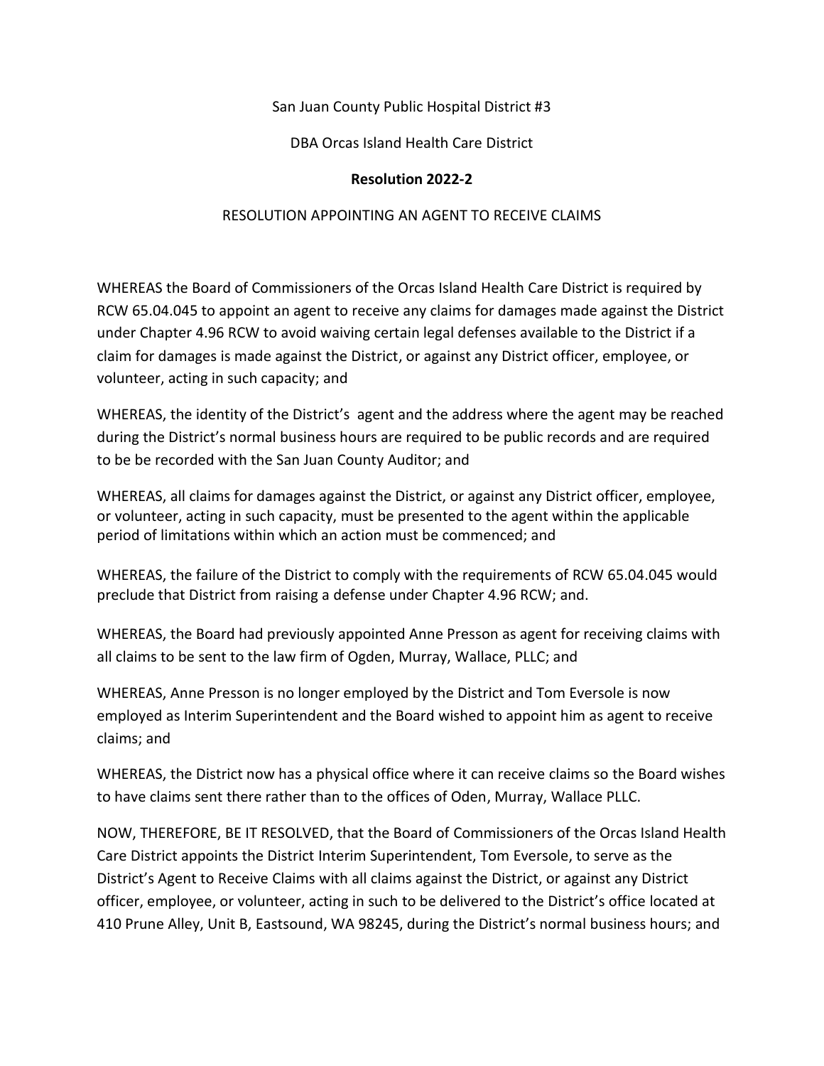San Juan County Public Hospital District #3

DBA Orcas Island Health Care District

**Resolution 2022-2**

RESOLUTION APPOINTING AN AGENT TO RECEIVE CLAIMS

WHEREAS the Board of Commissioners of the Orcas Island Health Care District is required by RCW 65.04.045 to appoint an agent to receive any claims for damages made against the District under Chapter 4.96 RCW to avoid waiving certain legal defenses available to the District if a claim for damages is made against the District, or against any District officer, employee, or volunteer, acting in such capacity; and

WHEREAS, the identity of the District's agent and the address where the agent may be reached during the District's normal business hours are required to be public records and are required to be be recorded with the San Juan County Auditor; and

WHEREAS, all claims for damages against the District, or against any District officer, employee, or volunteer, acting in such capacity, must be presented to the agent within the applicable period of limitations within which an action must be commenced; and

WHEREAS, the failure of the District to comply with the requirements of RCW 65.04.045 would preclude that District from raising a defense under Chapter 4.96 RCW; and.

WHEREAS, the Board had previously appointed Anne Presson as agent for receiving claims with all claims to be sent to the law firm of Ogden, Murray, Wallace, PLLC; and

WHEREAS, Anne Presson is no longer employed by the District and Tom Eversole is now employed as Interim Superintendent and the Board wished to appoint him as agent to receive claims; and

WHEREAS, the District now has a physical office where it can receive claims so the Board wishes to have claims sent there rather than to the offices of Oden, Murray, Wallace PLLC.

NOW, THEREFORE, BE IT RESOLVED, that the Board of Commissioners of the Orcas Island Health Care District appoints the District Interim Superintendent, Tom Eversole, to serve as the District's Agent to Receive Claims with all claims against the District, or against any District officer, employee, or volunteer, acting in such to be delivered to the District's office located at 410 Prune Alley, Unit B, Eastsound, WA 98245, during the District's normal business hours; and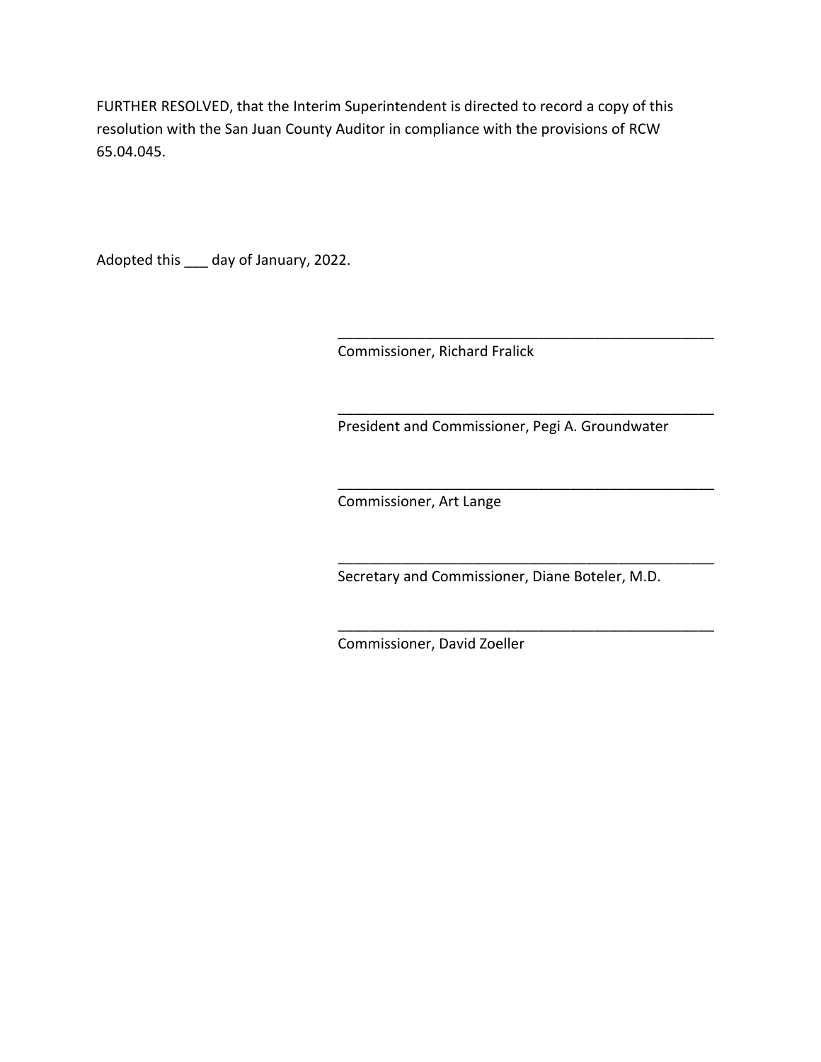FURTHER RESOLVED, that the Interim Superintendent is directed to record a copy of this resolution with the San Juan County Auditor in compliance with the provisions of RCW 65.04.045.

Adopted this ___ day of January, 2022.

_______________________________________________
Commissioner, Richard Fralick

_______________________________________________
President and Commissioner, Pegi A. Groundwater

_______________________________________________
Commissioner, Art Lange

_______________________________________________
Secretary and Commissioner, Diane Boteler, M.D.

_______________________________________________
Commissioner, David Zoeller